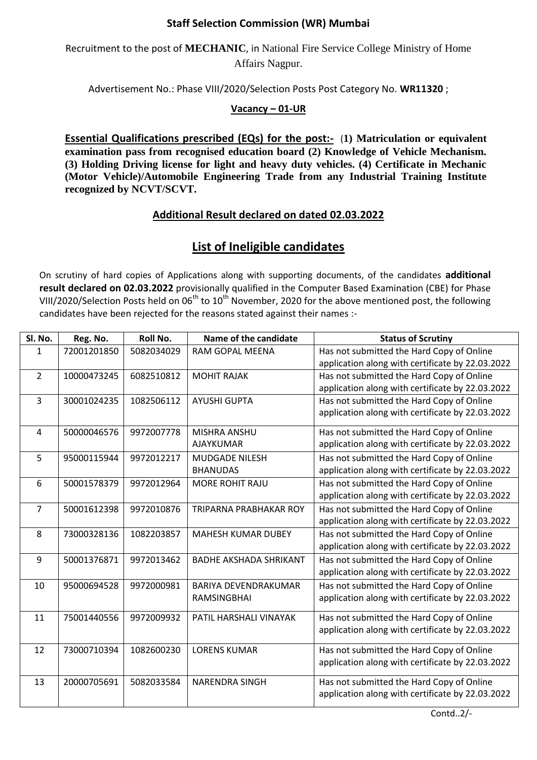**Staff Selection Commission (WR) Mumbai**

Recruitment to the post of **MECHANIC**, in National Fire Service College Ministry of Home Affairs Nagpur.

Advertisement No.: Phase VIII/2020/Selection Posts Post Category No. **WR11320** ;

**Vacancy – 01-UR**

**Essential Qualifications prescribed (EQs) for the post:-** **(1) Matriculation or equivalent examination pass from recognised education board (2) Knowledge of Vehicle Mechanism. (3) Holding Driving license for light and heavy duty vehicles. (4) Certificate in Mechanic (Motor Vehicle)/Automobile Engineering Trade from any Industrial Training Institute recognized by NCVT/SCVT.**

**Additional Result declared on dated 02.03.2022**

## List of Ineligible candidates

On scrutiny of hard copies of Applications along with supporting documents, of the candidates **additional result declared on 02.03.2022** provisionally qualified in the Computer Based Examination (CBE) for Phase VIII/2020/Selection Posts held on 06th to 10th November, 2020 for the above mentioned post, the following candidates have been rejected for the reasons stated against their names :-

| Sl. No. | Reg. No. | Roll No. | Name of the candidate | Status of Scrutiny |
|---|---|---|---|---|
| 1 | 72001201850 | 5082034029 | RAM GOPAL MEENA | Has not submitted the Hard Copy of Online application along with certificate by 22.03.2022 |
| 2 | 10000473245 | 6082510812 | MOHIT RAJAK | Has not submitted the Hard Copy of Online application along with certificate by 22.03.2022 |
| 3 | 30001024235 | 1082506112 | AYUSHI GUPTA | Has not submitted the Hard Copy of Online application along with certificate by 22.03.2022 |
| 4 | 50000046576 | 9972007778 | MISHRA ANSHU AJAYKUMAR | Has not submitted the Hard Copy of Online application along with certificate by 22.03.2022 |
| 5 | 95000115944 | 9972012217 | MUDGADE NILESH BHANUDAS | Has not submitted the Hard Copy of Online application along with certificate by 22.03.2022 |
| 6 | 50001578379 | 9972012964 | MORE ROHIT RAJU | Has not submitted the Hard Copy of Online application along with certificate by 22.03.2022 |
| 7 | 50001612398 | 9972010876 | TRIPARNA PRABHAKAR ROY | Has not submitted the Hard Copy of Online application along with certificate by 22.03.2022 |
| 8 | 73000328136 | 1082203857 | MAHESH KUMAR DUBEY | Has not submitted the Hard Copy of Online application along with certificate by 22.03.2022 |
| 9 | 50001376871 | 9972013462 | BADHE AKSHADA SHRIKANT | Has not submitted the Hard Copy of Online application along with certificate by 22.03.2022 |
| 10 | 95000694528 | 9972000981 | BARIYA DEVENDRAKUMAR RAMSINGBHAI | Has not submitted the Hard Copy of Online application along with certificate by 22.03.2022 |
| 11 | 75001440556 | 9972009932 | PATIL HARSHALI VINAYAK | Has not submitted the Hard Copy of Online application along with certificate by 22.03.2022 |
| 12 | 73000710394 | 1082600230 | LORENS KUMAR | Has not submitted the Hard Copy of Online application along with certificate by 22.03.2022 |
| 13 | 20000705691 | 5082033584 | NARENDRA SINGH | Has not submitted the Hard Copy of Online application along with certificate by 22.03.2022 |

Contd..2/-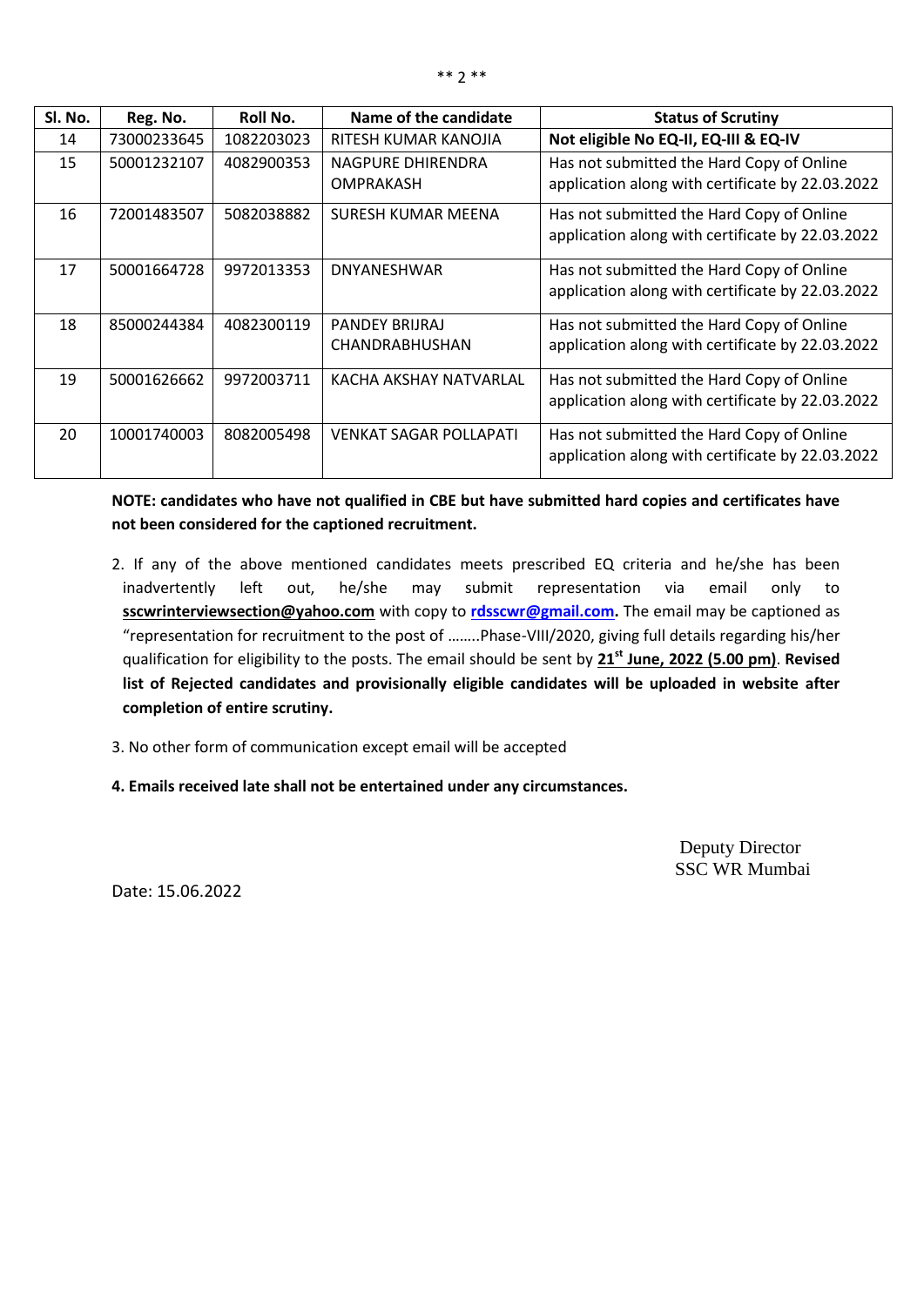| Sl. No. | Reg. No. | Roll No. | Name of the candidate | Status of Scrutiny |
|---|---|---|---|---|
| 14 | 73000233645 | 1082203023 | RITESH KUMAR KANOJIA | **Not eligible No EQ-II, EQ-III & EQ-IV** |
| 15 | 50001232107 | 4082900353 | NAGPURE DHIRENDRA OMPRAKASH | Has not submitted the Hard Copy of Online application along with certificate by 22.03.2022 |
| 16 | 72001483507 | 5082038882 | SURESH KUMAR MEENA | Has not submitted the Hard Copy of Online application along with certificate by 22.03.2022 |
| 17 | 50001664728 | 9972013353 | DNYANESHWAR | Has not submitted the Hard Copy of Online application along with certificate by 22.03.2022 |
| 18 | 85000244384 | 4082300119 | PANDEY BRIJRAJ CHANDRABHUSHAN | Has not submitted the Hard Copy of Online application along with certificate by 22.03.2022 |
| 19 | 50001626662 | 9972003711 | KACHA AKSHAY NATVARLAL | Has not submitted the Hard Copy of Online application along with certificate by 22.03.2022 |
| 20 | 10001740003 | 8082005498 | VENKAT SAGAR POLLAPATI | Has not submitted the Hard Copy of Online application along with certificate by 22.03.2022 |

**NOTE: candidates who have not qualified in CBE but have submitted hard copies and certificates have not been considered for the captioned recruitment.**

2. If any of the above mentioned candidates meets prescribed EQ criteria and he/she has been inadvertently left out, he/she may submit representation via email only to **sscwrinterviewsection@yahoo.com** with copy to **rdsscwr@gmail.com.** The email may be captioned as "representation for recruitment to the post of ……..Phase-VIII/2020, giving full details regarding his/her qualification for eligibility to the posts. The email should be sent by **21st June, 2022 (5.00 pm)**. **Revised list of Rejected candidates and provisionally eligible candidates will be uploaded in website after completion of entire scrutiny.**

3. No other form of communication except email will be accepted

**4. Emails received late shall not be entertained under any circumstances.**

Deputy Director
SSC WR Mumbai

Date: 15.06.2022